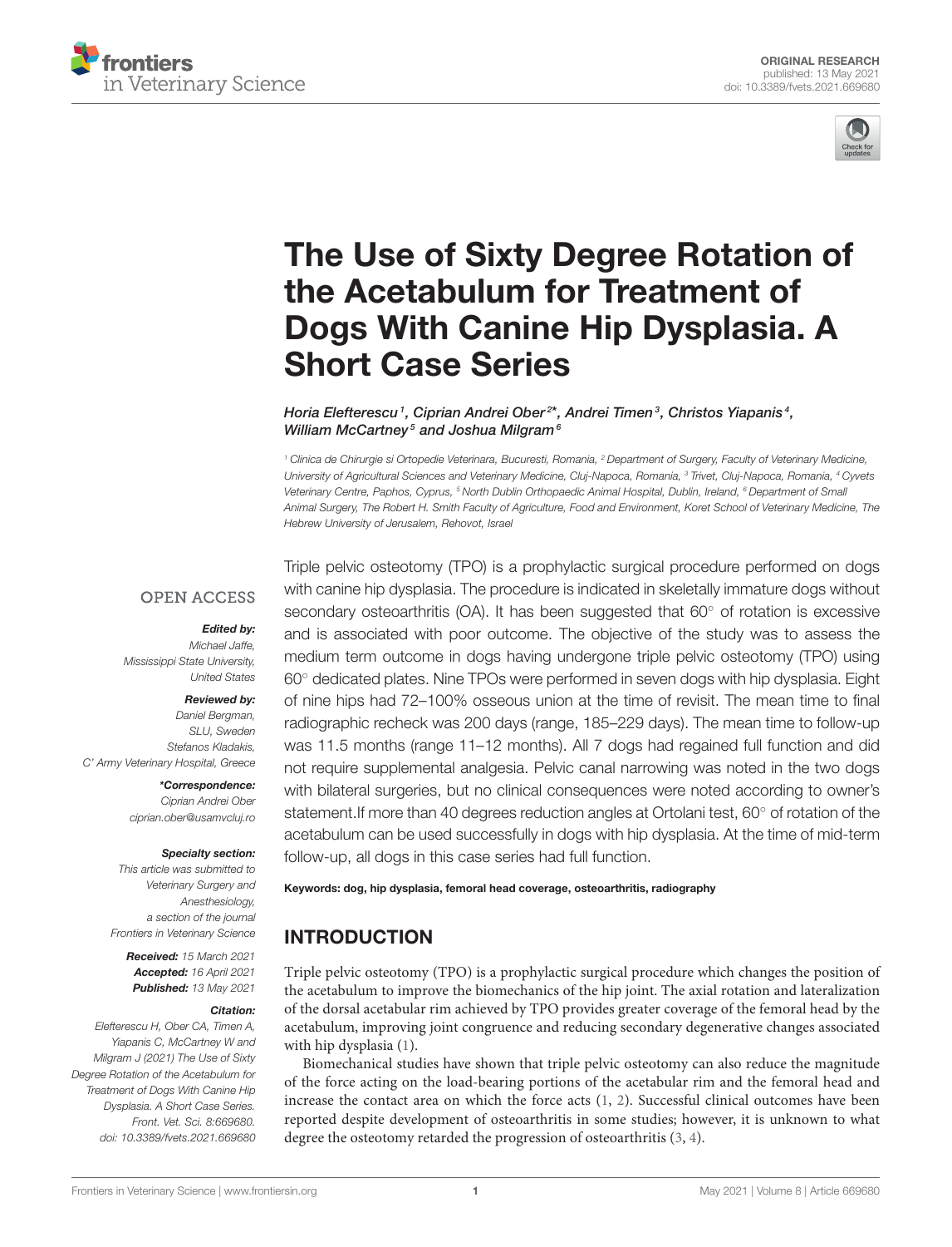ORIGINAL RESEARCH
published: 13 May 2021
doi: 10.3389/fvets.2021.669680

# The Use of Sixty Degree Rotation of the Acetabulum for Treatment of Dogs With Canine Hip Dysplasia. A Short Case Series

**Horia Elefterescu[1], Ciprian Andrei Ober[2]*, Andrei Timen[3], Christos Yiapanis[4], William McCartney[5] and Joshua Milgram[6]**

[1] Clinica de Chirurgie si Ortopedie Veterinara, Bucuresti, Romania, [2] Department of Surgery, Faculty of Veterinary Medicine, University of Agricultural Sciences and Veterinary Medicine, Cluj-Napoca, Romania, [3] Trivet, Cluj-Napoca, Romania, [4] Cyvets Veterinary Centre, Paphos, Cyprus, [5] North Dublin Orthopaedic Animal Hospital, Dublin, Ireland, [6] Department of Small Animal Surgery, The Robert H. Smith Faculty of Agriculture, Food and Environment, Koret School of Veterinary Medicine, The Hebrew University of Jerusalem, Rehovot, Israel

OPEN ACCESS

***Edited by:***
*Michael Jaffe,*
*Mississippi State University, United States*

***Reviewed by:***
*Daniel Bergman,*
*SLU, Sweden*
*Stefanos Kladakis,*
*C' Army Veterinary Hospital, Greece*

***\*Correspondence:***
*Ciprian Andrei Ober*
*ciprian.ober@usamvcluj.ro*

***Specialty section:***
*This article was submitted to Veterinary Surgery and Anesthesiology, a section of the journal Frontiers in Veterinary Science*

***Received:*** *15 March 2021*
***Accepted:*** *16 April 2021*
***Published:*** *13 May 2021*

***Citation:***
*Elefterescu H, Ober CA, Timen A, Yiapanis C, McCartney W and Milgram J (2021) The Use of Sixty Degree Rotation of the Acetabulum for Treatment of Dogs With Canine Hip Dysplasia. A Short Case Series. Front. Vet. Sci. 8:669680. doi: 10.3389/fvets.2021.669680*

Triple pelvic osteotomy (TPO) is a prophylactic surgical procedure performed on dogs with canine hip dysplasia. The procedure is indicated in skeletally immature dogs without secondary osteoarthritis (OA). It has been suggested that 60° of rotation is excessive and is associated with poor outcome. The objective of the study was to assess the medium term outcome in dogs having undergone triple pelvic osteotomy (TPO) using 60° dedicated plates. Nine TPOs were performed in seven dogs with hip dysplasia. Eight of nine hips had 72–100% osseous union at the time of revisit. The mean time to final radiographic recheck was 200 days (range, 185–229 days). The mean time to follow-up was 11.5 months (range 11–12 months). All 7 dogs had regained full function and did not require supplemental analgesia. Pelvic canal narrowing was noted in the two dogs with bilateral surgeries, but no clinical consequences were noted according to owner's statement.If more than 40 degrees reduction angles at Ortolani test, 60° of rotation of the acetabulum can be used successfully in dogs with hip dysplasia. At the time of mid-term follow-up, all dogs in this case series had full function.

**Keywords: dog, hip dysplasia, femoral head coverage, osteoarthritis, radiography**

## INTRODUCTION

Triple pelvic osteotomy (TPO) is a prophylactic surgical procedure which changes the position of the acetabulum to improve the biomechanics of the hip joint. The axial rotation and lateralization of the dorsal acetabular rim achieved by TPO provides greater coverage of the femoral head by the acetabulum, improving joint congruence and reducing secondary degenerative changes associated with hip dysplasia (1).

Biomechanical studies have shown that triple pelvic osteotomy can also reduce the magnitude of the force acting on the load-bearing portions of the acetabular rim and the femoral head and increase the contact area on which the force acts (1, 2). Successful clinical outcomes have been reported despite development of osteoarthritis in some studies; however, it is unknown to what degree the osteotomy retarded the progression of osteoarthritis (3, 4).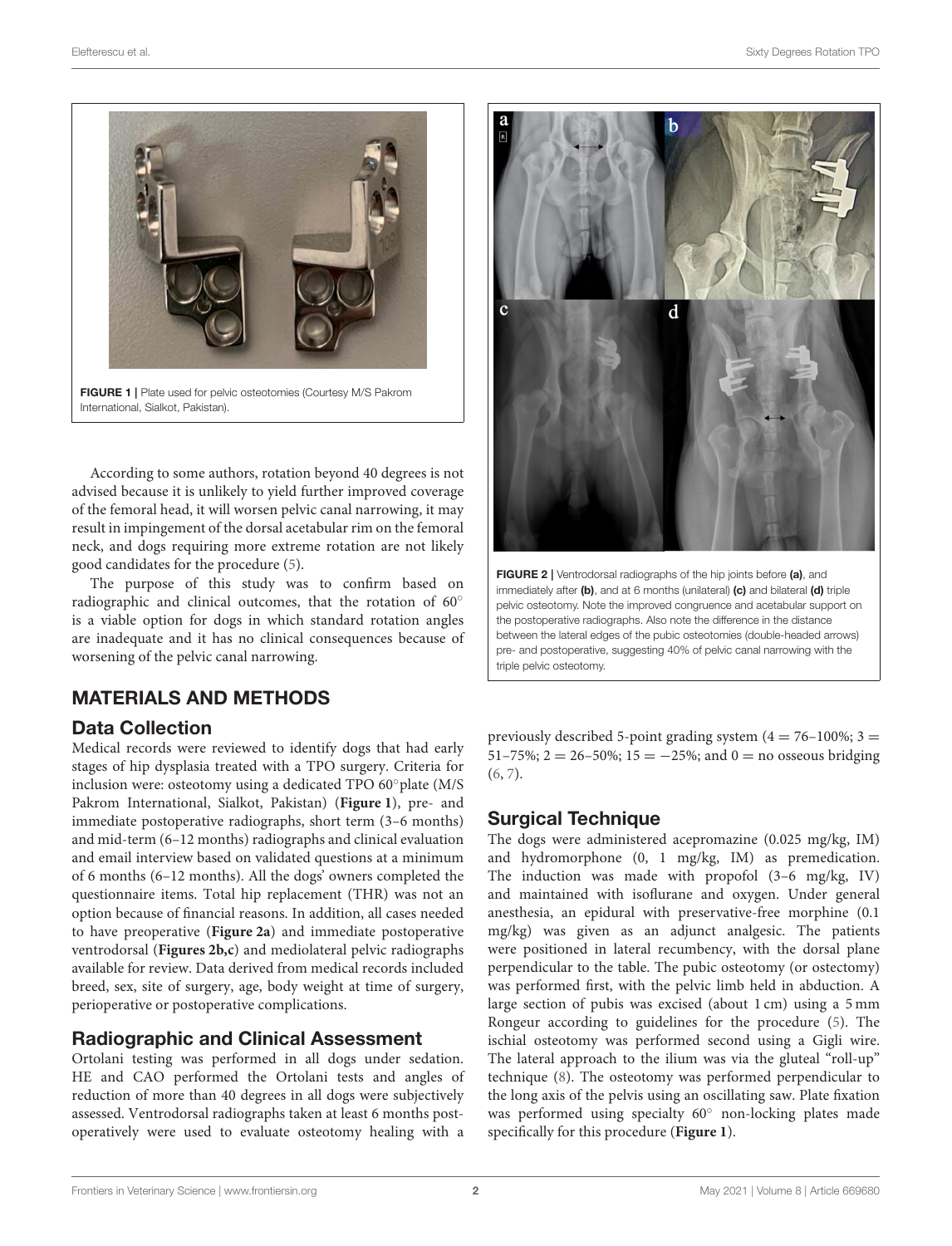FIGURE 1 | Plate used for pelvic osteotomies (Courtesy M/S Pakrom International, Sialkot, Pakistan).

FIGURE 2 | Ventrodorsal radiographs of the hip joints before **(a)**, and immediately after **(b)**, and at 6 months (unilateral) **(c)** and bilateral **(d)** triple pelvic osteotomy. Note the improved congruence and acetabular support on the postoperative radiographs. Also note the difference in the distance between the lateral edges of the pubic osteotomies (double-headed arrows) pre- and postoperative, suggesting 40% of pelvic canal narrowing with the triple pelvic osteotomy.

According to some authors, rotation beyond 40 degrees is not advised because it is unlikely to yield further improved coverage of the femoral head, it will worsen pelvic canal narrowing, it may result in impingement of the dorsal acetabular rim on the femoral neck, and dogs requiring more extreme rotation are not likely good candidates for the procedure (5).

The purpose of this study was to confirm based on radiographic and clinical outcomes, that the rotation of 60° is a viable option for dogs in which standard rotation angles are inadequate and it has no clinical consequences because of worsening of the pelvic canal narrowing.

## MATERIALS AND METHODS

### Data Collection

Medical records were reviewed to identify dogs that had early stages of hip dysplasia treated with a TPO surgery. Criteria for inclusion were: osteotomy using a dedicated TPO 60°plate (M/S Pakrom International, Sialkot, Pakistan) (**Figure 1**), pre- and immediate postoperative radiographs, short term (3–6 months) and mid-term (6–12 months) radiographs and clinical evaluation and email interview based on validated questions at a minimum of 6 months (6–12 months). All the dogs' owners completed the questionnaire items. Total hip replacement (THR) was not an option because of financial reasons. In addition, all cases needed to have preoperative (**Figure 2a**) and immediate postoperative ventrodorsal (**Figures 2b,c**) and mediolateral pelvic radiographs available for review. Data derived from medical records included breed, sex, site of surgery, age, body weight at time of surgery, perioperative or postoperative complications.

### Radiographic and Clinical Assessment

Ortolani testing was performed in all dogs under sedation. HE and CAO performed the Ortolani tests and angles of reduction of more than 40 degrees in all dogs were subjectively assessed. Ventrodorsal radiographs taken at least 6 months post-operatively were used to evaluate osteotomy healing with a previously described 5-point grading system (4 = 76–100%; 3 = 51–75%; 2 = 26–50%; 15 = −25%; and 0 = no osseous bridging (6, 7).

### Surgical Technique

The dogs were administered acepromazine (0.025 mg/kg, IM) and hydromorphone (0, 1 mg/kg, IM) as premedication. The induction was made with propofol (3–6 mg/kg, IV) and maintained with isoflurane and oxygen. Under general anesthesia, an epidural with preservative-free morphine (0.1 mg/kg) was given as an adjunct analgesic. The patients were positioned in lateral recumbency, with the dorsal plane perpendicular to the table. The pubic osteotomy (or ostectomy) was performed first, with the pelvic limb held in abduction. A large section of pubis was excised (about 1 cm) using a 5 mm Rongeur according to guidelines for the procedure (5). The ischial osteotomy was performed second using a Gigli wire. The lateral approach to the ilium was via the gluteal "roll-up" technique (8). The osteotomy was performed perpendicular to the long axis of the pelvis using an oscillating saw. Plate fixation was performed using specialty 60° non-locking plates made specifically for this procedure (**Figure 1**).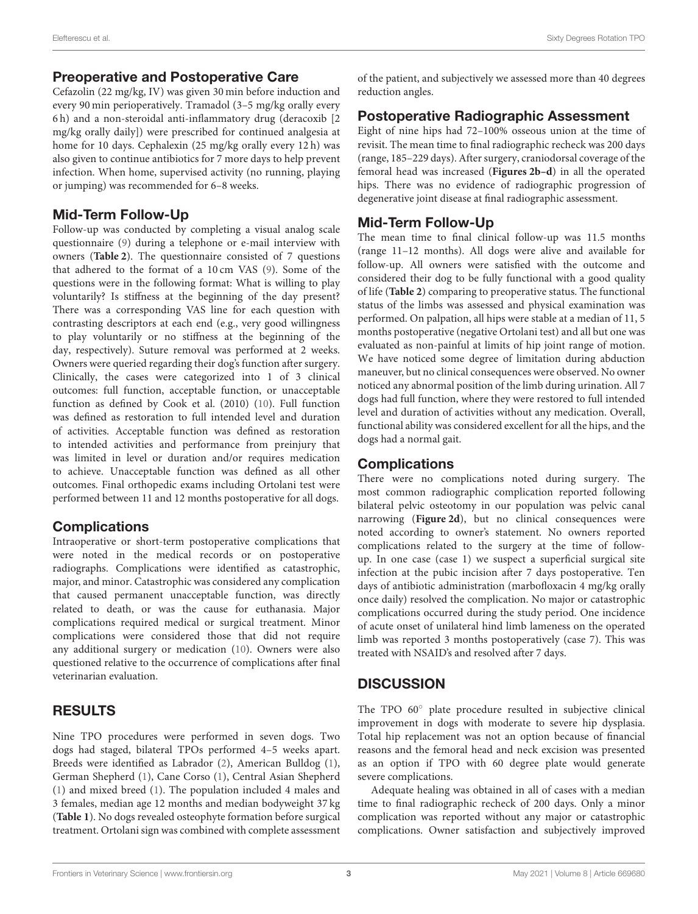## Preoperative and Postoperative Care

Cefazolin (22 mg/kg, IV) was given 30 min before induction and every 90 min perioperatively. Tramadol (3–5 mg/kg orally every 6 h) and a non-steroidal anti-inflammatory drug (deracoxib [2 mg/kg orally daily]) were prescribed for continued analgesia at home for 10 days. Cephalexin (25 mg/kg orally every 12 h) was also given to continue antibiotics for 7 more days to help prevent infection. When home, supervised activity (no running, playing or jumping) was recommended for 6–8 weeks.

## Mid-Term Follow-Up

Follow-up was conducted by completing a visual analog scale questionnaire (9) during a telephone or e-mail interview with owners (**Table 2**). The questionnaire consisted of 7 questions that adhered to the format of a 10 cm VAS (9). Some of the questions were in the following format: What is willing to play voluntarily? Is stiffness at the beginning of the day present? There was a corresponding VAS line for each question with contrasting descriptors at each end (e.g., very good willingness to play voluntarily or no stiffness at the beginning of the day, respectively). Suture removal was performed at 2 weeks. Owners were queried regarding their dog's function after surgery. Clinically, the cases were categorized into 1 of 3 clinical outcomes: full function, acceptable function, or unacceptable function as defined by Cook et al. (2010) (10). Full function was defined as restoration to full intended level and duration of activities. Acceptable function was defined as restoration to intended activities and performance from preinjury that was limited in level or duration and/or requires medication to achieve. Unacceptable function was defined as all other outcomes. Final orthopedic exams including Ortolani test were performed between 11 and 12 months postoperative for all dogs.

## Complications

Intraoperative or short-term postoperative complications that were noted in the medical records or on postoperative radiographs. Complications were identified as catastrophic, major, and minor. Catastrophic was considered any complication that caused permanent unacceptable function, was directly related to death, or was the cause for euthanasia. Major complications required medical or surgical treatment. Minor complications were considered those that did not require any additional surgery or medication (10). Owners were also questioned relative to the occurrence of complications after final veterinarian evaluation.

# RESULTS

Nine TPO procedures were performed in seven dogs. Two dogs had staged, bilateral TPOs performed 4–5 weeks apart. Breeds were identified as Labrador (2), American Bulldog (1), German Shepherd (1), Cane Corso (1), Central Asian Shepherd (1) and mixed breed (1). The population included 4 males and 3 females, median age 12 months and median bodyweight 37 kg (**Table 1**). No dogs revealed osteophyte formation before surgical treatment. Ortolani sign was combined with complete assessment of the patient, and subjectively we assessed more than 40 degrees reduction angles.

## Postoperative Radiographic Assessment

Eight of nine hips had 72–100% osseous union at the time of revisit. The mean time to final radiographic recheck was 200 days (range, 185–229 days). After surgery, craniodorsal coverage of the femoral head was increased (**Figures 2b–d**) in all the operated hips. There was no evidence of radiographic progression of degenerative joint disease at final radiographic assessment.

## Mid-Term Follow-Up

The mean time to final clinical follow-up was 11.5 months (range 11–12 months). All dogs were alive and available for follow-up. All owners were satisfied with the outcome and considered their dog to be fully functional with a good quality of life (**Table 2**) comparing to preoperative status. The functional status of the limbs was assessed and physical examination was performed. On palpation, all hips were stable at a median of 11, 5 months postoperative (negative Ortolani test) and all but one was evaluated as non-painful at limits of hip joint range of motion. We have noticed some degree of limitation during abduction maneuver, but no clinical consequences were observed. No owner noticed any abnormal position of the limb during urination. All 7 dogs had full function, where they were restored to full intended level and duration of activities without any medication. Overall, functional ability was considered excellent for all the hips, and the dogs had a normal gait.

## Complications

There were no complications noted during surgery. The most common radiographic complication reported following bilateral pelvic osteotomy in our population was pelvic canal narrowing (**Figure 2d**), but no clinical consequences were noted according to owner's statement. No owners reported complications related to the surgery at the time of follow-up. In one case (case 1) we suspect a superficial surgical site infection at the pubic incision after 7 days postoperative. Ten days of antibiotic administration (marbofloxacin 4 mg/kg orally once daily) resolved the complication. No major or catastrophic complications occurred during the study period. One incidence of acute onset of unilateral hind limb lameness on the operated limb was reported 3 months postoperatively (case 7). This was treated with NSAID's and resolved after 7 days.

# DISCUSSION

The TPO 60° plate procedure resulted in subjective clinical improvement in dogs with moderate to severe hip dysplasia. Total hip replacement was not an option because of financial reasons and the femoral head and neck excision was presented as an option if TPO with 60 degree plate would generate severe complications.

Adequate healing was obtained in all of cases with a median time to final radiographic recheck of 200 days. Only a minor complication was reported without any major or catastrophic complications. Owner satisfaction and subjectively improved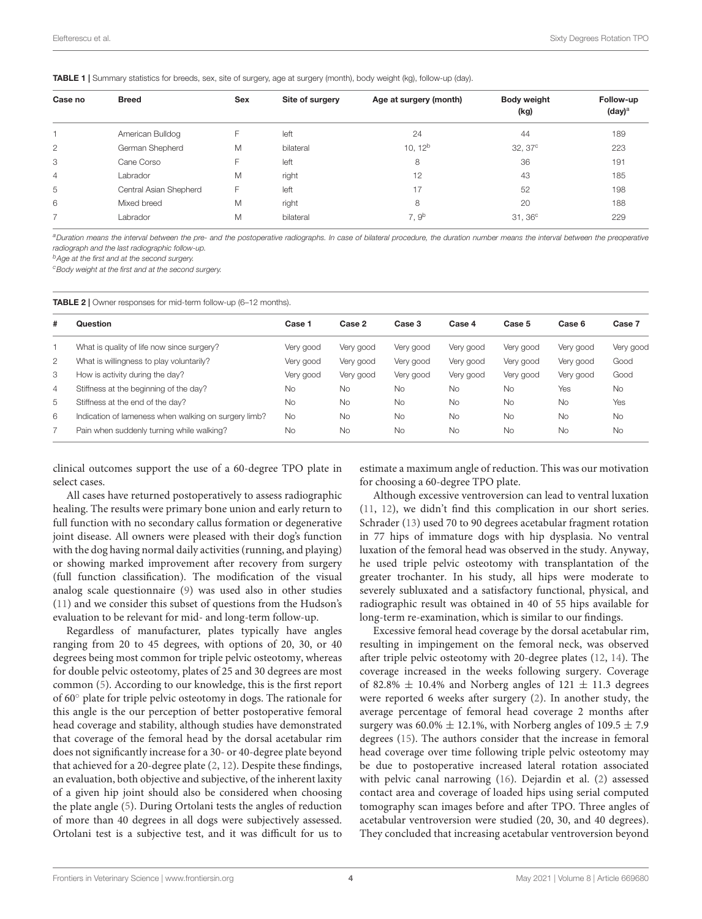**TABLE 1 |** Summary statistics for breeds, sex, site of surgery, age at surgery (month), body weight (kg), follow-up (day).

| Case no | Breed | Sex | Site of surgery | Age at surgery (month) | Body weight (kg) | Follow-up (day)[a] |
|---|---|---|---|---|---|---|
| 1 | American Bulldog | F | left | 24 | 44 | 189 |
| 2 | German Shepherd | M | bilateral | 10, 12[b] | 32, 37[c] | 223 |
| 3 | Cane Corso | F | left | 8 | 36 | 191 |
| 4 | Labrador | M | right | 12 | 43 | 185 |
| 5 | Central Asian Shepherd | F | left | 17 | 52 | 198 |
| 6 | Mixed breed | M | right | 8 | 20 | 188 |
| 7 | Labrador | M | bilateral | 7, 9[b] | 31, 36[c] | 229 |

[a]Duration means the interval between the pre- and the postoperative radiographs. In case of bilateral procedure, the duration number means the interval between the preoperative radiograph and the last radiographic follow-up.
[b]Age at the first and at the second surgery.
[c]Body weight at the first and at the second surgery.

**TABLE 2 |** Owner responses for mid-term follow-up (6–12 months).

| # | Question | Case 1 | Case 2 | Case 3 | Case 4 | Case 5 | Case 6 | Case 7 |
|---|---|---|---|---|---|---|---|---|
| 1 | What is quality of life now since surgery? | Very good | Very good | Very good | Very good | Very good | Very good | Very good |
| 2 | What is willingness to play voluntarily? | Very good | Very good | Very good | Very good | Very good | Very good | Good |
| 3 | How is activity during the day? | Very good | Very good | Very good | Very good | Very good | Very good | Good |
| 4 | Stiffness at the beginning of the day? | No | No | No | No | No | Yes | No |
| 5 | Stiffness at the end of the day? | No | No | No | No | No | No | Yes |
| 6 | Indication of lameness when walking on surgery limb? | No | No | No | No | No | No | No |
| 7 | Pain when suddenly turning while walking? | No | No | No | No | No | No | No |

clinical outcomes support the use of a 60-degree TPO plate in select cases.

All cases have returned postoperatively to assess radiographic healing. The results were primary bone union and early return to full function with no secondary callus formation or degenerative joint disease. All owners were pleased with their dog's function with the dog having normal daily activities (running, and playing) or showing marked improvement after recovery from surgery (full function classification). The modification of the visual analog scale questionnaire (9) was used also in other studies (11) and we consider this subset of questions from the Hudson's evaluation to be relevant for mid- and long-term follow-up.

Regardless of manufacturer, plates typically have angles ranging from 20 to 45 degrees, with options of 20, 30, or 40 degrees being most common for triple pelvic osteotomy, whereas for double pelvic osteotomy, plates of 25 and 30 degrees are most common (5). According to our knowledge, this is the first report of 60° plate for triple pelvic osteotomy in dogs. The rationale for this angle is the our perception of better postoperative femoral head coverage and stability, although studies have demonstrated that coverage of the femoral head by the dorsal acetabular rim does not significantly increase for a 30- or 40-degree plate beyond that achieved for a 20-degree plate (2, 12). Despite these findings, an evaluation, both objective and subjective, of the inherent laxity of a given hip joint should also be considered when choosing the plate angle (5). During Ortolani tests the angles of reduction of more than 40 degrees in all dogs were subjectively assessed. Ortolani test is a subjective test, and it was difficult for us to estimate a maximum angle of reduction. This was our motivation for choosing a 60-degree TPO plate.

Although excessive ventroversion can lead to ventral luxation (11, 12), we didn't find this complication in our short series. Schrader (13) used 70 to 90 degrees acetabular fragment rotation in 77 hips of immature dogs with hip dysplasia. No ventral luxation of the femoral head was observed in the study. Anyway, he used triple pelvic osteotomy with transplantation of the greater trochanter. In his study, all hips were moderate to severely subluxated and a satisfactory functional, physical, and radiographic result was obtained in 40 of 55 hips available for long-term re-examination, which is similar to our findings.

Excessive femoral head coverage by the dorsal acetabular rim, resulting in impingement on the femoral neck, was observed after triple pelvic osteotomy with 20-degree plates (12, 14). The coverage increased in the weeks following surgery. Coverage of 82.8% $\pm$ 10.4% and Norberg angles of 121 $\pm$ 11.3 degrees were reported 6 weeks after surgery (2). In another study, the average percentage of femoral head coverage 2 months after surgery was 60.0% $\pm$ 12.1%, with Norberg angles of 109.5 $\pm$ 7.9 degrees (15). The authors consider that the increase in femoral head coverage over time following triple pelvic osteotomy may be due to postoperative increased lateral rotation associated with pelvic canal narrowing (16). Dejardin et al. (2) assessed contact area and coverage of loaded hips using serial computed tomography scan images before and after TPO. Three angles of acetabular ventroversion were studied (20, 30, and 40 degrees). They concluded that increasing acetabular ventroversion beyond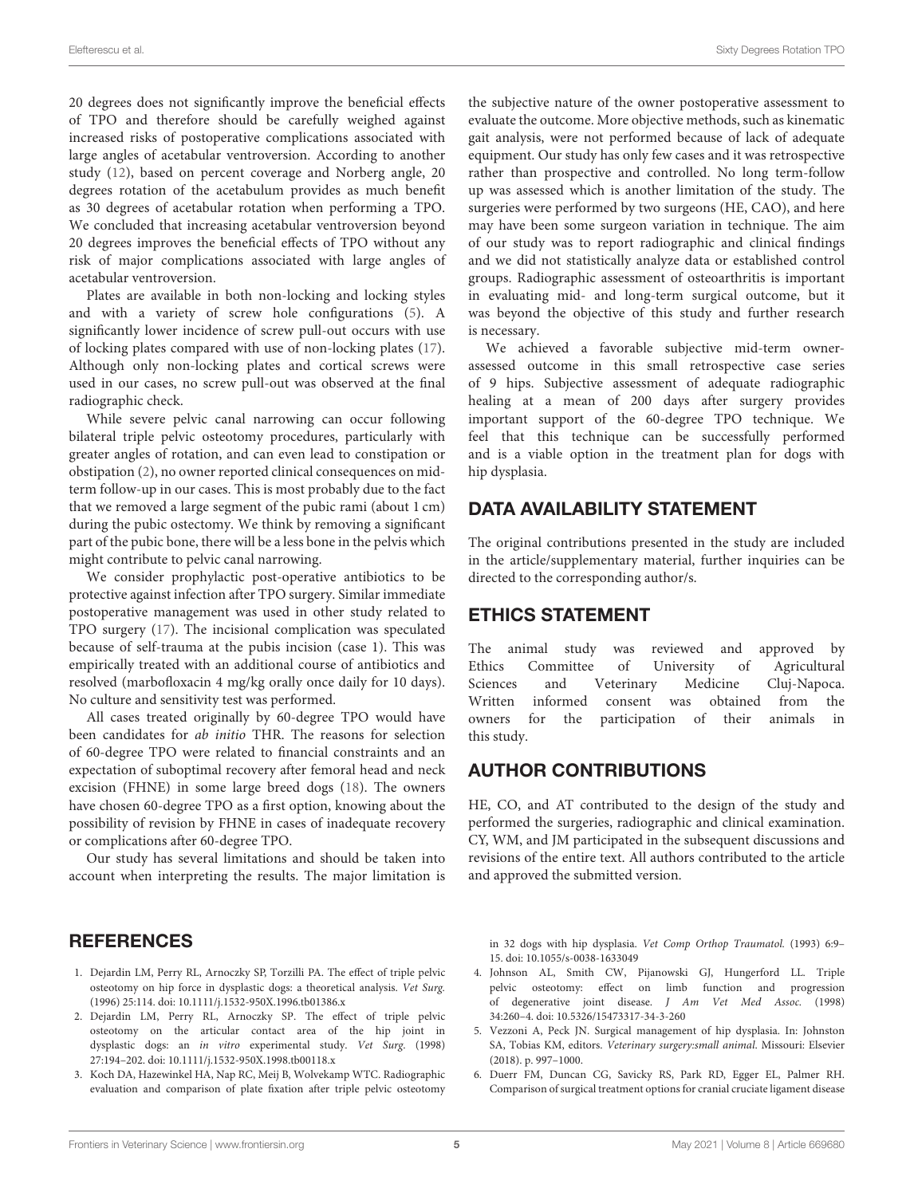20 degrees does not significantly improve the beneficial effects of TPO and therefore should be carefully weighed against increased risks of postoperative complications associated with large angles of acetabular ventroversion. According to another study (12), based on percent coverage and Norberg angle, 20 degrees rotation of the acetabulum provides as much benefit as 30 degrees of acetabular rotation when performing a TPO. We concluded that increasing acetabular ventroversion beyond 20 degrees improves the beneficial effects of TPO without any risk of major complications associated with large angles of acetabular ventroversion.

Plates are available in both non-locking and locking styles and with a variety of screw hole configurations (5). A significantly lower incidence of screw pull-out occurs with use of locking plates compared with use of non-locking plates (17). Although only non-locking plates and cortical screws were used in our cases, no screw pull-out was observed at the final radiographic check.

While severe pelvic canal narrowing can occur following bilateral triple pelvic osteotomy procedures, particularly with greater angles of rotation, and can even lead to constipation or obstipation (2), no owner reported clinical consequences on mid-term follow-up in our cases. This is most probably due to the fact that we removed a large segment of the pubic rami (about 1 cm) during the pubic ostectomy. We think by removing a significant part of the pubic bone, there will be a less bone in the pelvis which might contribute to pelvic canal narrowing.

We consider prophylactic post-operative antibiotics to be protective against infection after TPO surgery. Similar immediate postoperative management was used in other study related to TPO surgery (17). The incisional complication was speculated because of self-trauma at the pubis incision (case 1). This was empirically treated with an additional course of antibiotics and resolved (marbofloxacin 4 mg/kg orally once daily for 10 days). No culture and sensitivity test was performed.

All cases treated originally by 60-degree TPO would have been candidates for *ab initio* THR. The reasons for selection of 60-degree TPO were related to financial constraints and an expectation of suboptimal recovery after femoral head and neck excision (FHNE) in some large breed dogs (18). The owners have chosen 60-degree TPO as a first option, knowing about the possibility of revision by FHNE in cases of inadequate recovery or complications after 60-degree TPO.

Our study has several limitations and should be taken into account when interpreting the results. The major limitation is the subjective nature of the owner postoperative assessment to evaluate the outcome. More objective methods, such as kinematic gait analysis, were not performed because of lack of adequate equipment. Our study has only few cases and it was retrospective rather than prospective and controlled. No long term-follow up was assessed which is another limitation of the study. The surgeries were performed by two surgeons (HE, CAO), and here may have been some surgeon variation in technique. The aim of our study was to report radiographic and clinical findings and we did not statistically analyze data or established control groups. Radiographic assessment of osteoarthritis is important in evaluating mid- and long-term surgical outcome, but it was beyond the objective of this study and further research is necessary.

We achieved a favorable subjective mid-term owner-assessed outcome in this small retrospective case series of 9 hips. Subjective assessment of adequate radiographic healing at a mean of 200 days after surgery provides important support of the 60-degree TPO technique. We feel that this technique can be successfully performed and is a viable option in the treatment plan for dogs with hip dysplasia.

## DATA AVAILABILITY STATEMENT

The original contributions presented in the study are included in the article/supplementary material, further inquiries can be directed to the corresponding author/s.

## ETHICS STATEMENT

The animal study was reviewed and approved by Ethics Committee of University of Agricultural Sciences and Veterinary Medicine Cluj-Napoca. Written informed consent was obtained from the owners for the participation of their animals in this study.

## AUTHOR CONTRIBUTIONS

HE, CO, and AT contributed to the design of the study and performed the surgeries, radiographic and clinical examination. CY, WM, and JM participated in the subsequent discussions and revisions of the entire text. All authors contributed to the article and approved the submitted version.

## REFERENCES

1. Dejardin LM, Perry RL, Arnoczky SP, Torzilli PA. The effect of triple pelvic osteotomy on hip force in dysplastic dogs: a theoretical analysis. *Vet Surg.* (1996) 25:114. doi: 10.1111/j.1532-950X.1996.tb01386.x
2. Dejardin LM, Perry RL, Arnoczky SP. The effect of triple pelvic osteotomy on the articular contact area of the hip joint in dysplastic dogs: an *in vitro* experimental study. *Vet Surg.* (1998) 27:194–202. doi: 10.1111/j.1532-950X.1998.tb00118.x
3. Koch DA, Hazewinkel HA, Nap RC, Meij B, Wolvekamp WTC. Radiographic evaluation and comparison of plate fixation after triple pelvic osteotomy in 32 dogs with hip dysplasia. *Vet Comp Orthop Traumatol.* (1993) 6:9–15. doi: 10.1055/s-0038-1633049
4. Johnson AL, Smith CW, Pijanowski GJ, Hungerford LL. Triple pelvic osteotomy: effect on limb function and progression of degenerative joint disease. *J Am Vet Med Assoc.* (1998) 34:260–4. doi: 10.5326/15473317-34-3-260
5. Vezzoni A, Peck JN. Surgical management of hip dysplasia. In: Johnston SA, Tobias KM, editors. *Veterinary surgery:small animal*. Missouri: Elsevier (2018). p. 997–1000.
6. Duerr FM, Duncan CG, Savicky RS, Park RD, Egger EL, Palmer RH. Comparison of surgical treatment options for cranial cruciate ligament disease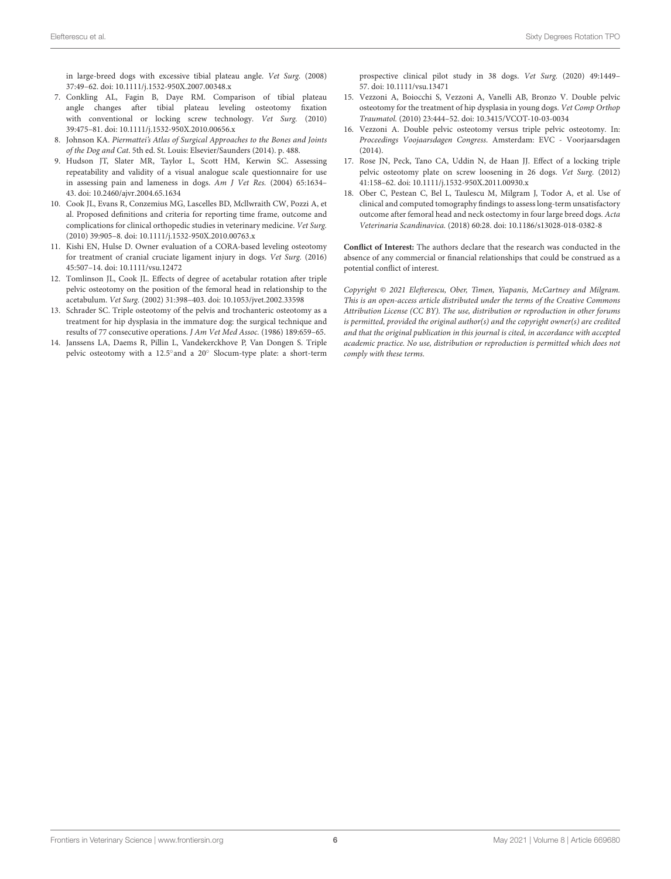in large-breed dogs with excessive tibial plateau angle. *Vet Surg.* (2008) 37:49–62. doi: 10.1111/j.1532-950X.2007.00348.x

7. Conkling AL, Fagin B, Daye RM. Comparison of tibial plateau angle changes after tibial plateau leveling osteotomy fixation with conventional or locking screw technology. *Vet Surg.* (2010) 39:475–81. doi: 10.1111/j.1532-950X.2010.00656.x
8. Johnson KA. *Piermattei's Atlas of Surgical Approaches to the Bones and Joints of the Dog and Cat*. 5th ed. St. Louis: Elsevier/Saunders (2014). p. 488.
9. Hudson JT, Slater MR, Taylor L, Scott HM, Kerwin SC. Assessing repeatability and validity of a visual analogue scale questionnaire for use in assessing pain and lameness in dogs. *Am J Vet Res.* (2004) 65:1634–43. doi: 10.2460/ajvr.2004.65.1634
10. Cook JL, Evans R, Conzemius MG, Lascelles BD, McIlwraith CW, Pozzi A, et al. Proposed definitions and criteria for reporting time frame, outcome and complications for clinical orthopedic studies in veterinary medicine. *Vet Surg.* (2010) 39:905–8. doi: 10.1111/j.1532-950X.2010.00763.x
11. Kishi EN, Hulse D. Owner evaluation of a CORA-based leveling osteotomy for treatment of cranial cruciate ligament injury in dogs. *Vet Surg.* (2016) 45:507–14. doi: 10.1111/vsu.12472
12. Tomlinson JL, Cook JL. Effects of degree of acetabular rotation after triple pelvic osteotomy on the position of the femoral head in relationship to the acetabulum. *Vet Surg.* (2002) 31:398–403. doi: 10.1053/jvet.2002.33598
13. Schrader SC. Triple osteotomy of the pelvis and trochanteric osteotomy as a treatment for hip dysplasia in the immature dog: the surgical technique and results of 77 consecutive operations. *J Am Vet Med Assoc.* (1986) 189:659–65.
14. Janssens LA, Daems R, Pillin L, Vandekerckhove P, Van Dongen S. Triple pelvic osteotomy with a 12.5°and a 20° Slocum-type plate: a short-term prospective clinical pilot study in 38 dogs. *Vet Surg.* (2020) 49:1449–57. doi: 10.1111/vsu.13471
15. Vezzoni A, Boiocchi S, Vezzoni A, Vanelli AB, Bronzo V. Double pelvic osteotomy for the treatment of hip dysplasia in young dogs. *Vet Comp Orthop Traumatol.* (2010) 23:444–52. doi: 10.3415/VCOT-10-03-0034
16. Vezzoni A. Double pelvic osteotomy versus triple pelvic osteotomy. In: *Proceedings Voojaarsdagen Congress*. Amsterdam: EVC - Voorjaarsdagen (2014).
17. Rose JN, Peck, Tano CA, Uddin N, de Haan JJ. Effect of a locking triple pelvic osteotomy plate on screw loosening in 26 dogs. *Vet Surg.* (2012) 41:158–62. doi: 10.1111/j.1532-950X.2011.00930.x
18. Ober C, Pestean C, Bel L, Taulescu M, Milgram J, Todor A, et al. Use of clinical and computed tomography findings to assess long-term unsatisfactory outcome after femoral head and neck ostectomy in four large breed dogs. *Acta Veterinaria Scandinavica.* (2018) 60:28. doi: 10.1186/s13028-018-0382-8

**Conflict of Interest:** The authors declare that the research was conducted in the absence of any commercial or financial relationships that could be construed as a potential conflict of interest.

*Copyright © 2021 Elefterescu, Ober, Timen, Yiapanis, McCartney and Milgram. This is an open-access article distributed under the terms of the Creative Commons Attribution License (CC BY). The use, distribution or reproduction in other forums is permitted, provided the original author(s) and the copyright owner(s) are credited and that the original publication in this journal is cited, in accordance with accepted academic practice. No use, distribution or reproduction is permitted which does not comply with these terms.*